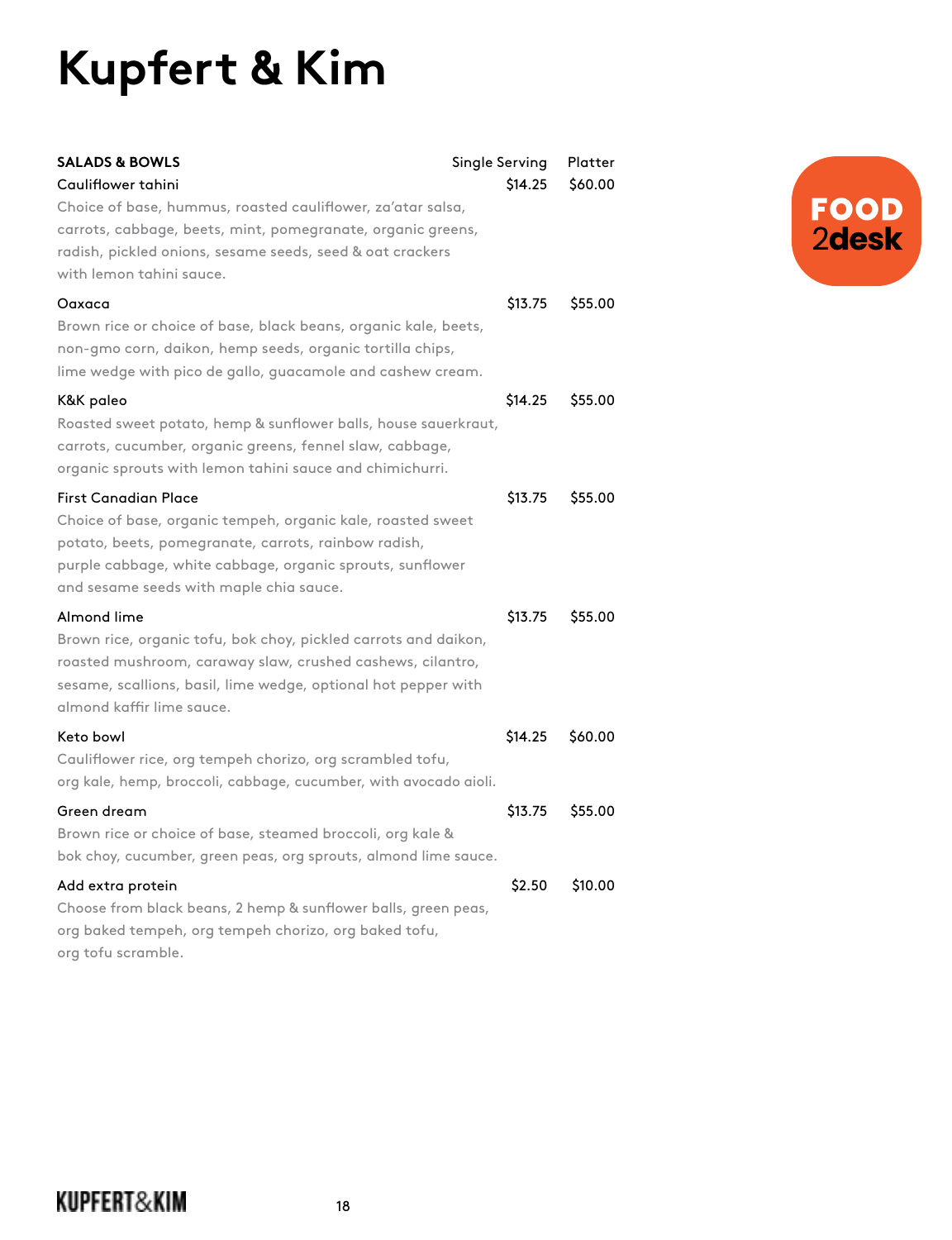# Kupfert & Kim

| SALADS & BOWLS | Single Serving | Platter |
|---|---|---|
| Cauliflower tahini<br>Choice of base, hummus, roasted cauliflower, za'atar salsa, carrots, cabbage, beets, mint, pomegranate, organic greens, radish, pickled onions, sesame seeds, seed & oat crackers with lemon tahini sauce. | $14.25 | $60.00 |
| Oaxaca<br>Brown rice or choice of base, black beans, organic kale, beets, non-gmo corn, daikon, hemp seeds, organic tortilla chips, lime wedge with pico de gallo, guacamole and cashew cream. | $13.75 | $55.00 |
| K&K paleo<br>Roasted sweet potato, hemp & sunflower balls, house sauerkraut, carrots, cucumber, organic greens, fennel slaw, cabbage, organic sprouts with lemon tahini sauce and chimichurri. | $14.25 | $55.00 |
| First Canadian Place<br>Choice of base, organic tempeh, organic kale, roasted sweet potato, beets, pomegranate, carrots, rainbow radish, purple cabbage, white cabbage, organic sprouts, sunflower and sesame seeds with maple chia sauce. | $13.75 | $55.00 |
| Almond lime<br>Brown rice, organic tofu, bok choy, pickled carrots and daikon, roasted mushroom, caraway slaw, crushed cashews, cilantro, sesame, scallions, basil, lime wedge, optional hot pepper with almond kaffir lime sauce. | $13.75 | $55.00 |
| Keto bowl<br>Cauliflower rice, org tempeh chorizo, org scrambled tofu, org kale, hemp, broccoli, cabbage, cucumber, with avocado aioli. | $14.25 | $60.00 |
| Green dream<br>Brown rice or choice of base, steamed broccoli, org kale & bok choy, cucumber, green peas, org sprouts, almond lime sauce. | $13.75 | $55.00 |
| Add extra protein<br>Choose from black beans, 2 hemp & sunflower balls, green peas, org baked tempeh, org tempeh chorizo, org baked tofu, org tofu scramble. | $2.50 | $10.00 |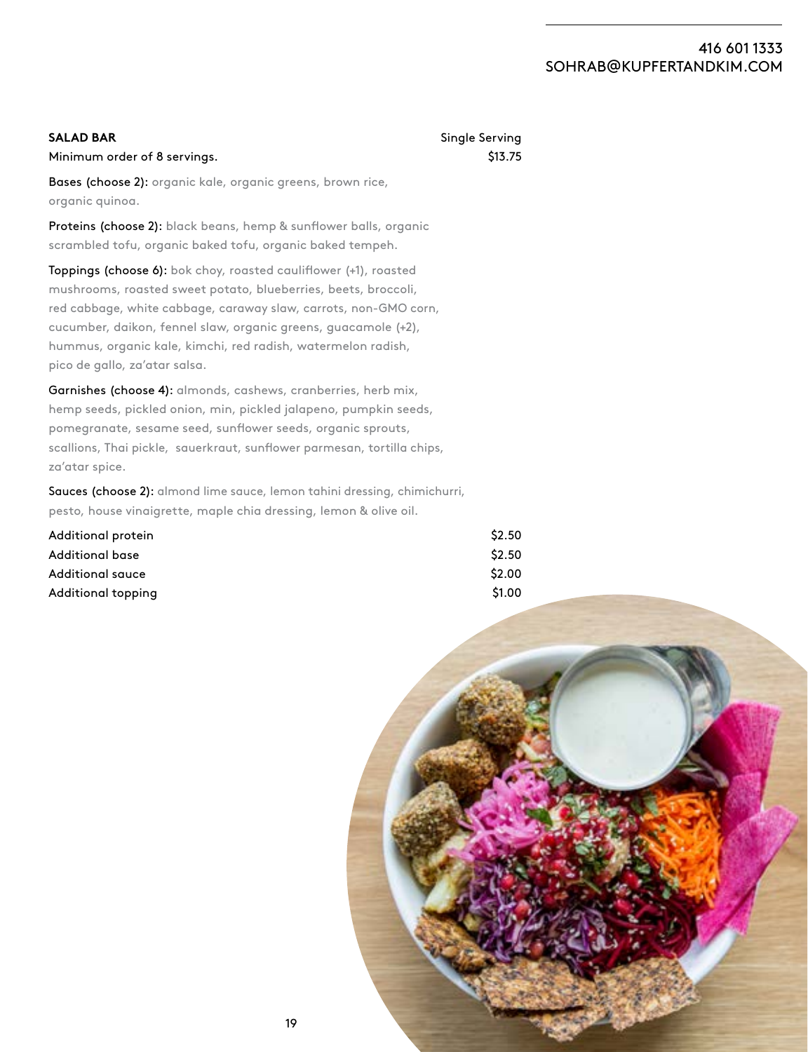416 601 1333
SOHRAB@KUPFERTANDKIM.COM

**SALAD BAR**

Minimum order of 8 servings.

| | Single Serving |
|---|---|
| | $13.75 |

**Bases (choose 2):** organic kale, organic greens, brown rice, organic quinoa.

**Proteins (choose 2):** black beans, hemp & sunflower balls, organic scrambled tofu, organic baked tofu, organic baked tempeh.

**Toppings (choose 6):** bok choy, roasted cauliflower (+1), roasted mushrooms, roasted sweet potato, blueberries, beets, broccoli, red cabbage, white cabbage, caraway slaw, carrots, non-GMO corn, cucumber, daikon, fennel slaw, organic greens, guacamole (+2), hummus, organic kale, kimchi, red radish, watermelon radish, pico de gallo, za'atar salsa.

**Garnishes (choose 4):** almonds, cashews, cranberries, herb mix, hemp seeds, pickled onion, min, pickled jalapeno, pumpkin seeds, pomegranate, sesame seed, sunflower seeds, organic sprouts, scallions, Thai pickle, sauerkraut, sunflower parmesan, tortilla chips, za'atar spice.

**Sauces (choose 2):** almond lime sauce, lemon tahini dressing, chimichurri, pesto, house vinaigrette, maple chia dressing, lemon & olive oil.

| | |
|---|---|
| Additional protein | $2.50 |
| Additional base | $2.50 |
| Additional sauce | $2.00 |
| Additional topping | $1.00 |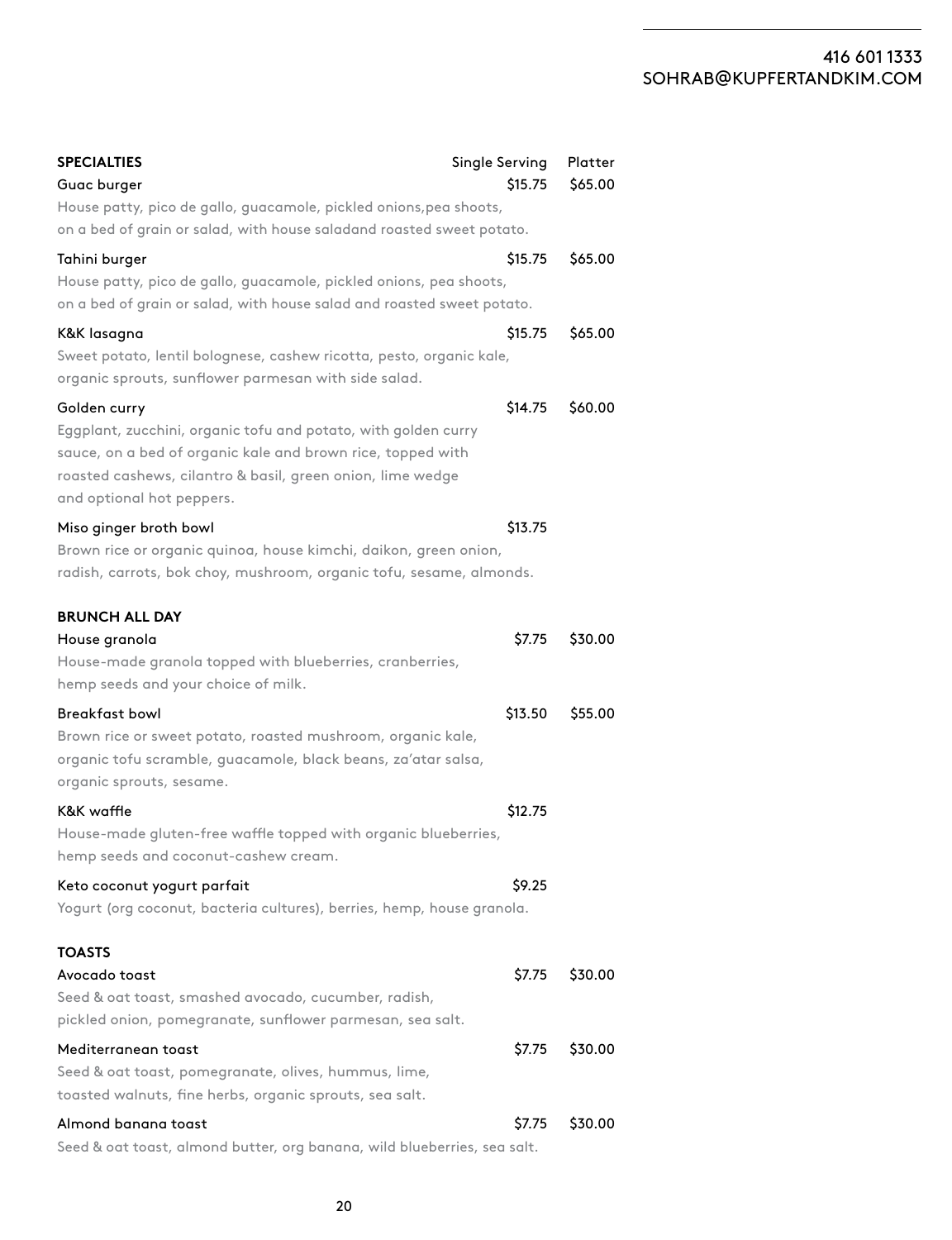416 601 1333
SOHRAB@KUPFERTANDKIM.COM

| SPECIALTIES | Single Serving | Platter |
|---|---|---|
| Guac burger<br>House patty, pico de gallo, guacamole, pickled onions,pea shoots, on a bed of grain or salad, with house saladand roasted sweet potato. | $15.75 | $65.00 |
| Tahini burger<br>House patty, pico de gallo, guacamole, pickled onions, pea shoots, on a bed of grain or salad, with house salad and roasted sweet potato. | $15.75 | $65.00 |
| K&K lasagna<br>Sweet potato, lentil bolognese, cashew ricotta, pesto, organic kale, organic sprouts, sunflower parmesan with side salad. | $15.75 | $65.00 |
| Golden curry<br>Eggplant, zucchini, organic tofu and potato, with golden curry sauce, on a bed of organic kale and brown rice, topped with roasted cashews, cilantro & basil, green onion, lime wedge and optional hot peppers. | $14.75 | $60.00 |
| Miso ginger broth bowl<br>Brown rice or organic quinoa, house kimchi, daikon, green onion, radish, carrots, bok choy, mushroom, organic tofu, sesame, almonds. | $13.75 | |

| BRUNCH ALL DAY | | |
|---|---|---|
| House granola<br>House-made granola topped with blueberries, cranberries, hemp seeds and your choice of milk. | $7.75 | $30.00 |
| Breakfast bowl<br>Brown rice or sweet potato, roasted mushroom, organic kale, organic tofu scramble, guacamole, black beans, za'atar salsa, organic sprouts, sesame. | $13.50 | $55.00 |
| K&K waffle<br>House-made gluten-free waffle topped with organic blueberries, hemp seeds and coconut-cashew cream. | $12.75 | |
| Keto coconut yogurt parfait<br>Yogurt (org coconut, bacteria cultures), berries, hemp, house granola. | $9.25 | |

| TOASTS | | |
|---|---|---|
| Avocado toast<br>Seed & oat toast, smashed avocado, cucumber, radish, pickled onion, pomegranate, sunflower parmesan, sea salt. | $7.75 | $30.00 |
| Mediterranean toast<br>Seed & oat toast, pomegranate, olives, hummus, lime, toasted walnuts, fine herbs, organic sprouts, sea salt. | $7.75 | $30.00 |
| Almond banana toast<br>Seed & oat toast, almond butter, org banana, wild blueberries, sea salt. | $7.75 | $30.00 |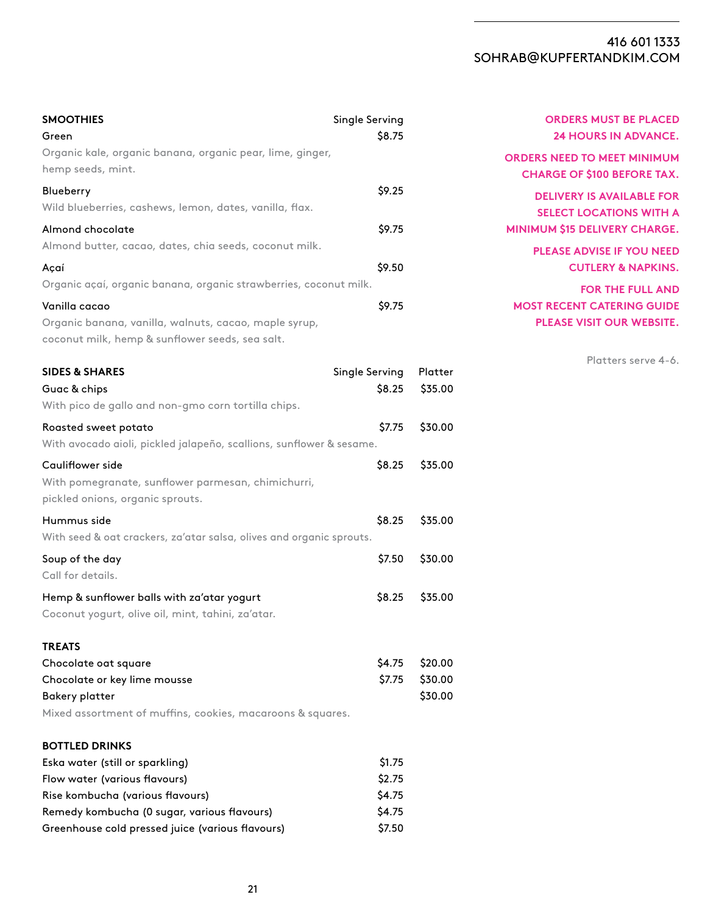416 601 1333
SOHRAB@KUPFERTANDKIM.COM

## SMOOTHIES

| | Single Serving |
|---|---|
| **Green**<br>Organic kale, organic banana, organic pear, lime, ginger, hemp seeds, mint. | $8.75 |
| **Blueberry**<br>Wild blueberries, cashews, lemon, dates, vanilla, flax. | $9.25 |
| **Almond chocolate**<br>Almond butter, cacao, dates, chia seeds, coconut milk. | $9.75 |
| **Açaí**<br>Organic açaí, organic banana, organic strawberries, coconut milk. | $9.50 |
| **Vanilla cacao**<br>Organic banana, vanilla, walnuts, cacao, maple syrup, coconut milk, hemp & sunflower seeds, sea salt. | $9.75 |

## SIDES & SHARES

| | Single Serving | Platter |
|---|---|---|
| **Guac & chips**<br>With pico de gallo and non-gmo corn tortilla chips. | $8.25 | $35.00 |
| **Roasted sweet potato**<br>With avocado aioli, pickled jalapeño, scallions, sunflower & sesame. | $7.75 | $30.00 |
| **Cauliflower side**<br>With pomegranate, sunflower parmesan, chimichurri, pickled onions, organic sprouts. | $8.25 | $35.00 |
| **Hummus side**<br>With seed & oat crackers, za'atar salsa, olives and organic sprouts. | $8.25 | $35.00 |
| **Soup of the day**<br>Call for details. | $7.50 | $30.00 |
| **Hemp & sunflower balls with za'atar yogurt**<br>Coconut yogurt, olive oil, mint, tahini, za'atar. | $8.25 | $35.00 |

## TREATS

| | | |
|---|---|---|
| Chocolate oat square | $4.75 | $20.00 |
| Chocolate or key lime mousse | $7.75 | $30.00 |
| **Bakery platter**<br>Mixed assortment of muffins, cookies, macaroons & squares. | | $30.00 |

## BOTTLED DRINKS

| | |
|---|---|
| Eska water (still or sparkling) | $1.75 |
| Flow water (various flavours) | $2.75 |
| Rise kombucha (various flavours) | $4.75 |
| Remedy kombucha (0 sugar, various flavours) | $4.75 |
| Greenhouse cold pressed juice (various flavours) | $7.50 |

**ORDERS MUST BE PLACED 24 HOURS IN ADVANCE.**

**ORDERS NEED TO MEET MINIMUM CHARGE OF $100 BEFORE TAX.**

**DELIVERY IS AVAILABLE FOR SELECT LOCATIONS WITH A MINIMUM $15 DELIVERY CHARGE.**

**PLEASE ADVISE IF YOU NEED CUTLERY & NAPKINS.**

**FOR THE FULL AND MOST RECENT CATERING GUIDE PLEASE VISIT OUR WEBSITE.**

Platters serve 4-6.